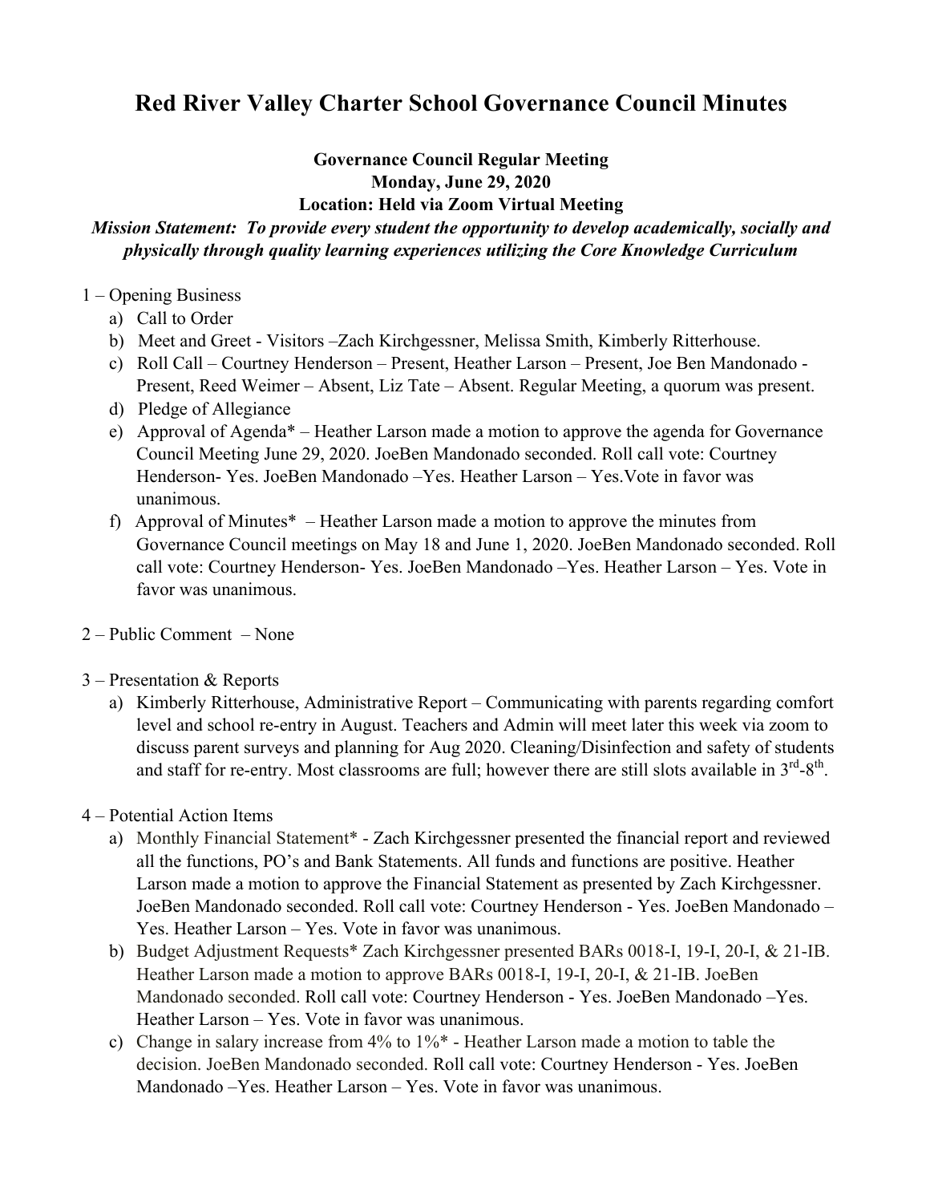# Red River Valley Charter School Governance Council Minutes

**Governance Council Regular Meeting**
**Monday, June 29, 2020**
**Location: Held via Zoom Virtual Meeting**

***Mission Statement: To provide every student the opportunity to develop academically, socially and physically through quality learning experiences utilizing the Core Knowledge Curriculum***

1 – Opening Business

a) Call to Order
b) Meet and Greet - Visitors –Zach Kirchgessner, Melissa Smith, Kimberly Ritterhouse.
c) Roll Call – Courtney Henderson – Present, Heather Larson – Present, Joe Ben Mandonado - Present, Reed Weimer – Absent, Liz Tate – Absent. Regular Meeting, a quorum was present.
d) Pledge of Allegiance
e) Approval of Agenda* – Heather Larson made a motion to approve the agenda for Governance Council Meeting June 29, 2020. JoeBen Mandonado seconded. Roll call vote: Courtney Henderson- Yes. JoeBen Mandonado –Yes. Heather Larson – Yes.Vote in favor was unanimous.
f) Approval of Minutes* – Heather Larson made a motion to approve the minutes from Governance Council meetings on May 18 and June 1, 2020. JoeBen Mandonado seconded. Roll call vote: Courtney Henderson- Yes. JoeBen Mandonado –Yes. Heather Larson – Yes. Vote in favor was unanimous.

2 – Public Comment – None

3 – Presentation & Reports

a) Kimberly Ritterhouse, Administrative Report – Communicating with parents regarding comfort level and school re-entry in August. Teachers and Admin will meet later this week via zoom to discuss parent surveys and planning for Aug 2020. Cleaning/Disinfection and safety of students and staff for re-entry. Most classrooms are full; however there are still slots available in 3rd-8th.

4 – Potential Action Items

a) Monthly Financial Statement* - Zach Kirchgessner presented the financial report and reviewed all the functions, PO's and Bank Statements. All funds and functions are positive. Heather Larson made a motion to approve the Financial Statement as presented by Zach Kirchgessner. JoeBen Mandonado seconded. Roll call vote: Courtney Henderson - Yes. JoeBen Mandonado – Yes. Heather Larson – Yes. Vote in favor was unanimous.
b) Budget Adjustment Requests* Zach Kirchgessner presented BARs 0018-I, 19-I, 20-I, & 21-IB. Heather Larson made a motion to approve BARs 0018-I, 19-I, 20-I, & 21-IB. JoeBen Mandonado seconded. Roll call vote: Courtney Henderson - Yes. JoeBen Mandonado –Yes. Heather Larson – Yes. Vote in favor was unanimous.
c) Change in salary increase from 4% to 1%* - Heather Larson made a motion to table the decision. JoeBen Mandonado seconded. Roll call vote: Courtney Henderson - Yes. JoeBen Mandonado –Yes. Heather Larson – Yes. Vote in favor was unanimous.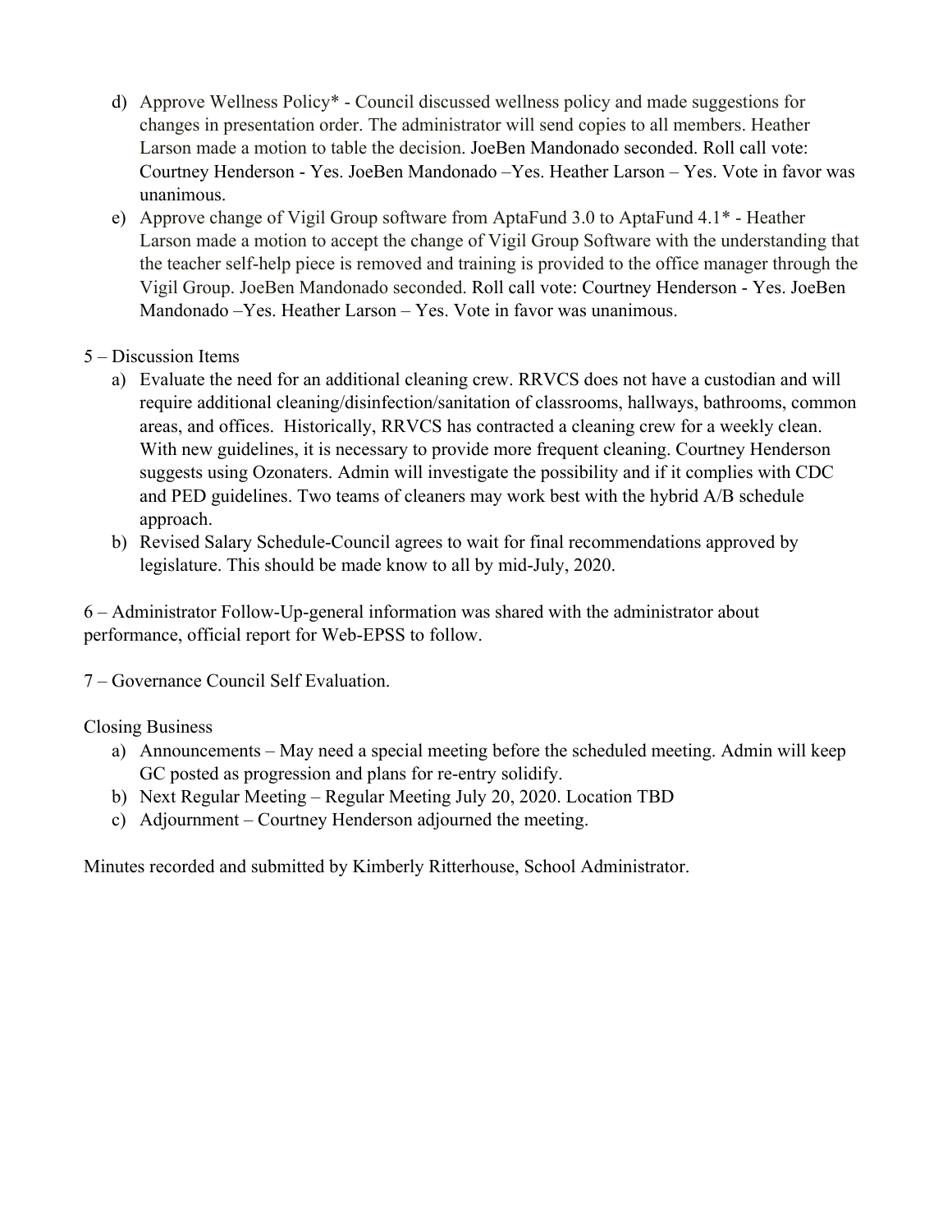d) Approve Wellness Policy* - Council discussed wellness policy and made suggestions for changes in presentation order. The administrator will send copies to all members. Heather Larson made a motion to table the decision. JoeBen Mandonado seconded. Roll call vote: Courtney Henderson - Yes. JoeBen Mandonado –Yes. Heather Larson – Yes. Vote in favor was unanimous.

e) Approve change of Vigil Group software from AptaFund 3.0 to AptaFund 4.1* - Heather Larson made a motion to accept the change of Vigil Group Software with the understanding that the teacher self-help piece is removed and training is provided to the office manager through the Vigil Group. JoeBen Mandonado seconded. Roll call vote: Courtney Henderson - Yes. JoeBen Mandonado –Yes. Heather Larson – Yes. Vote in favor was unanimous.

5 – Discussion Items

a) Evaluate the need for an additional cleaning crew. RRVCS does not have a custodian and will require additional cleaning/disinfection/sanitation of classrooms, hallways, bathrooms, common areas, and offices. Historically, RRVCS has contracted a cleaning crew for a weekly clean. With new guidelines, it is necessary to provide more frequent cleaning. Courtney Henderson suggests using Ozonaters. Admin will investigate the possibility and if it complies with CDC and PED guidelines. Two teams of cleaners may work best with the hybrid A/B schedule approach.

b) Revised Salary Schedule-Council agrees to wait for final recommendations approved by legislature. This should be made know to all by mid-July, 2020.

6 – Administrator Follow-Up-general information was shared with the administrator about performance, official report for Web-EPSS to follow.

7 – Governance Council Self Evaluation.

Closing Business

a) Announcements – May need a special meeting before the scheduled meeting. Admin will keep GC posted as progression and plans for re-entry solidify.

b) Next Regular Meeting – Regular Meeting July 20, 2020. Location TBD

c) Adjournment – Courtney Henderson adjourned the meeting.

Minutes recorded and submitted by Kimberly Ritterhouse, School Administrator.